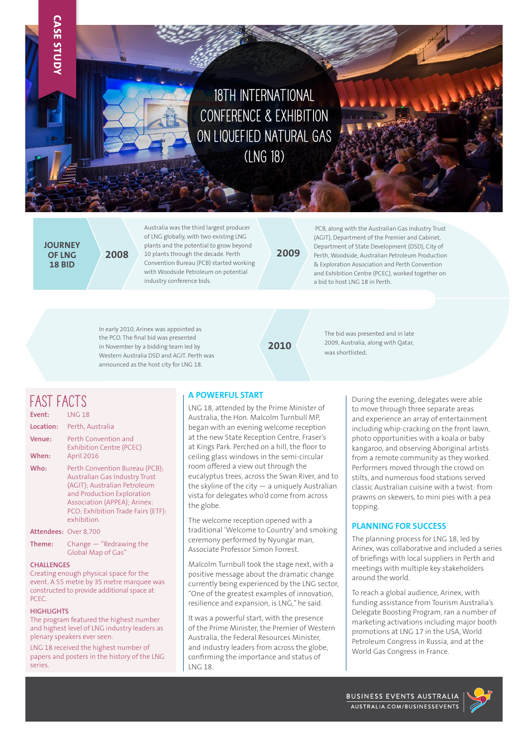CASE STUDY

# 18TH INTERNATIONAL CONFERENCE & EXHIBITION ON LIQUEFIED NATURAL GAS (LNG 18)

## JOURNEY OF LNG 18 BID

**2008**

Australia was the third largest producer of LNG globally, with two existing LNG plants and the potential to grow beyond 10 plants through the decade. Perth Convention Bureau (PCB) started working with Woodside Petroleum on potential industry conference bids.

**2009**

PCB, along with the Australian Gas Industry Trust (AGIT), Department of the Premier and Cabinet, Department of State Development (DSD), City of Perth, Woodside, Australian Petroleum Production & Exploration Association and Perth Convention and Exhibition Centre (PCEC), worked together on a bid to host LNG 18 in Perth.

The bid was presented and in late 2009, Australia, along with Qatar, was shortlisted.

**2010**

In early 2010, Arinex was appointed as the PCO. The final bid was presented in November by a bidding team led by Western Australia DSD and AGIT. Perth was announced as the host city for LNG 18.

## FAST FACTS

**Event:** LNG 18

**Location:** Perth, Australia

**Venue:** Perth Convention and Exhibition Centre (PCEC)

**When:** April 2016

**Who:** Perth Convention Bureau (PCB); Australian Gas Industry Trust (AGIT); Australian Petroleum and Production Exploration Association (APPEA); Arinex: PCO; Exhibition Trade Fairs (ETF): exhibition.

**Attendees:** Over 8,700

**Theme:** Change — "Redrawing the Global Map of Gas"

### CHALLENGES

Creating enough physical space for the event. A 55 metre by 35 metre marquee was constructed to provide additional space at PCEC.

### HIGHLIGHTS

The program featured the highest number and highest level of LNG industry leaders as plenary speakers ever seen.

LNG 18 received the highest number of papers and posters in the history of the LNG series.

## A POWERFUL START

LNG 18, attended by the Prime Minister of Australia, the Hon. Malcolm Turnbull MP, began with an evening welcome reception at the new State Reception Centre, Fraser's at Kings Park. Perched on a hill, the floor to ceiling glass windows in the semi-circular room offered a view out through the eucalyptus trees, across the Swan River, and to the skyline of the city — a uniquely Australian vista for delegates who'd come from across the globe.

The welcome reception opened with a traditional 'Welcome to Country' and smoking ceremony performed by Nyungar man, Associate Professor Simon Forrest.

Malcolm Turnbull took the stage next, with a positive message about the dramatic change currently being experienced by the LNG sector, "One of the greatest examples of innovation, resilience and expansion, is LNG," he said.

It was a powerful start, with the presence of the Prime Minister, the Premier of Western Australia, the Federal Resources Minister, and industry leaders from across the globe, confirming the importance and status of LNG 18.

During the evening, delegates were able to move through three separate areas and experience an array of entertainment including whip-cracking on the front lawn, photo opportunities with a koala or baby kangaroo, and observing Aboriginal artists from a remote community as they worked. Performers moved through the crowd on stilts, and numerous food stations served classic Australian cuisine with a twist: from prawns on skewers, to mini pies with a pea topping.

## PLANNING FOR SUCCESS

The planning process for LNG 18, led by Arinex, was collaborative and included a series of briefings with local suppliers in Perth and meetings with multiple key stakeholders around the world.

To reach a global audience, Arinex, with funding assistance from Tourism Australia's Delegate Boosting Program, ran a number of marketing activations including major booth promotions at LNG 17 in the USA, World Petroleum Congress in Russia, and at the World Gas Congress in France.

BUSINESS EVENTS AUSTRALIA
AUSTRALIA.COM/BUSINESSEVENTS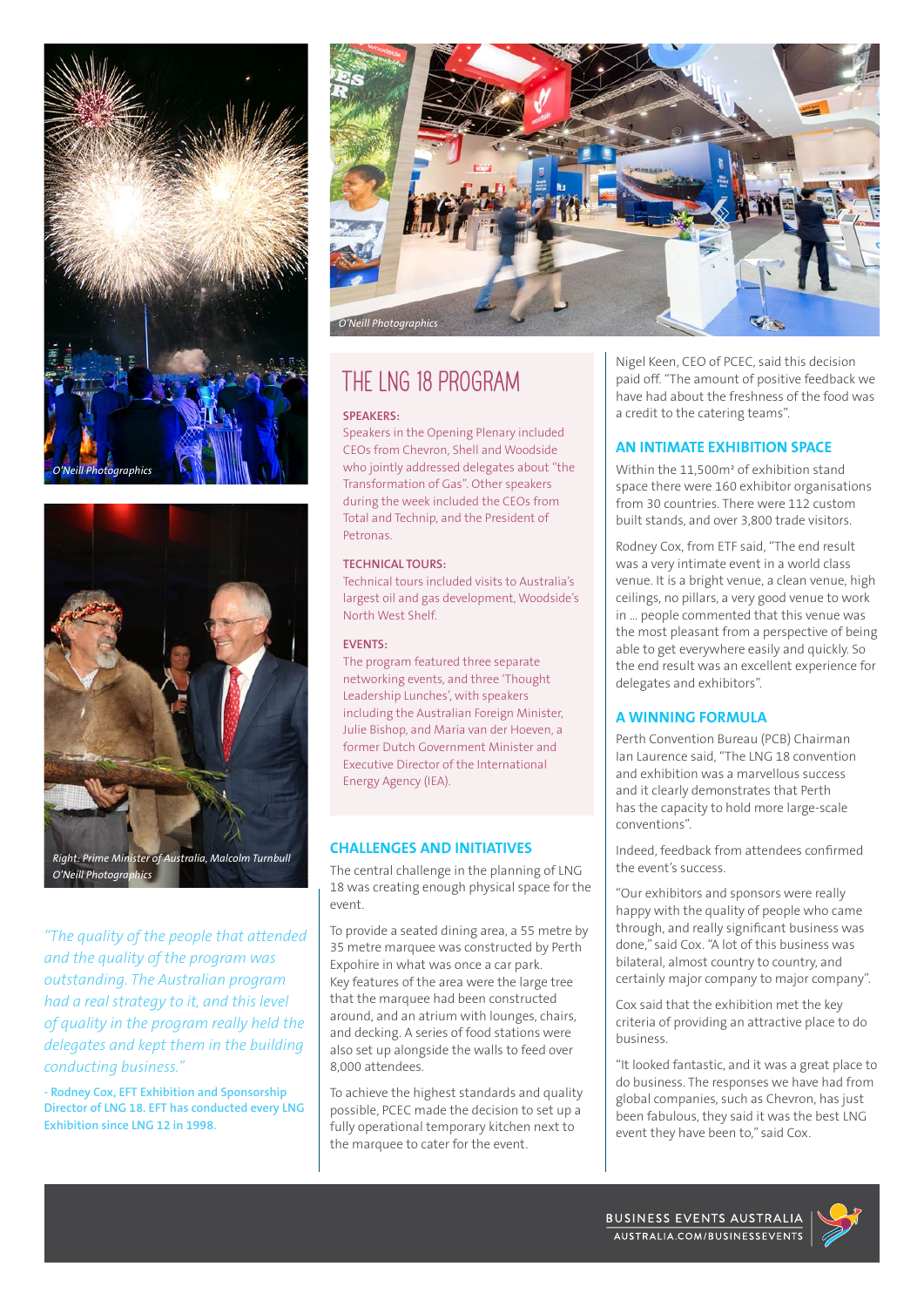O'Neill Photographics

O'Neill Photographics

Right: Prime Minister of Australia, Malcolm Turnbull
O'Neill Photographics

*"The quality of the people that attended and the quality of the program was outstanding. The Australian program had a real strategy to it, and this level of quality in the program really held the delegates and kept them in the building conducting business."*

**- Rodney Cox, EFT Exhibition and Sponsorship Director of LNG 18. EFT has conducted every LNG Exhibition since LNG 12 in 1998.**

O'Neill Photographics

## THE LNG 18 PROGRAM

**SPEAKERS:**

Speakers in the Opening Plenary included CEOs from Chevron, Shell and Woodside who jointly addressed delegates about "the Transformation of Gas". Other speakers during the week included the CEOs from Total and Technip, and the President of Petronas.

**TECHNICAL TOURS:**

Technical tours included visits to Australia's largest oil and gas development, Woodside's North West Shelf.

**EVENTS:**

The program featured three separate networking events, and three 'Thought Leadership Lunches', with speakers including the Australian Foreign Minister, Julie Bishop, and Maria van der Hoeven, a former Dutch Government Minister and Executive Director of the International Energy Agency (IEA).

### CHALLENGES AND INITIATIVES

The central challenge in the planning of LNG 18 was creating enough physical space for the event.

To provide a seated dining area, a 55 metre by 35 metre marquee was constructed by Perth Expohire in what was once a car park. Key features of the area were the large tree that the marquee had been constructed around, and an atrium with lounges, chairs, and decking. A series of food stations were also set up alongside the walls to feed over 8,000 attendees.

To achieve the highest standards and quality possible, PCEC made the decision to set up a fully operational temporary kitchen next to the marquee to cater for the event.

Nigel Keen, CEO of PCEC, said this decision paid off. "The amount of positive feedback we have had about the freshness of the food was a credit to the catering teams".

### AN INTIMATE EXHIBITION SPACE

Within the 11,500m² of exhibition stand space there were 160 exhibitor organisations from 30 countries. There were 112 custom built stands, and over 3,800 trade visitors.

Rodney Cox, from ETF said, "The end result was a very intimate event in a world class venue. It is a bright venue, a clean venue, high ceilings, no pillars, a very good venue to work in … people commented that this venue was the most pleasant from a perspective of being able to get everywhere easily and quickly. So the end result was an excellent experience for delegates and exhibitors".

### A WINNING FORMULA

Perth Convention Bureau (PCB) Chairman Ian Laurence said, "The LNG 18 convention and exhibition was a marvellous success and it clearly demonstrates that Perth has the capacity to hold more large-scale conventions".

Indeed, feedback from attendees confirmed the event's success.

"Our exhibitors and sponsors were really happy with the quality of people who came through, and really significant business was done," said Cox. "A lot of this business was bilateral, almost country to country, and certainly major company to major company".

Cox said that the exhibition met the key criteria of providing an attractive place to do business.

"It looked fantastic, and it was a great place to do business. The responses we have had from global companies, such as Chevron, has just been fabulous, they said it was the best LNG event they have been to," said Cox.

BUSINESS EVENTS AUSTRALIA
AUSTRALIA.COM/BUSINESSEVENTS